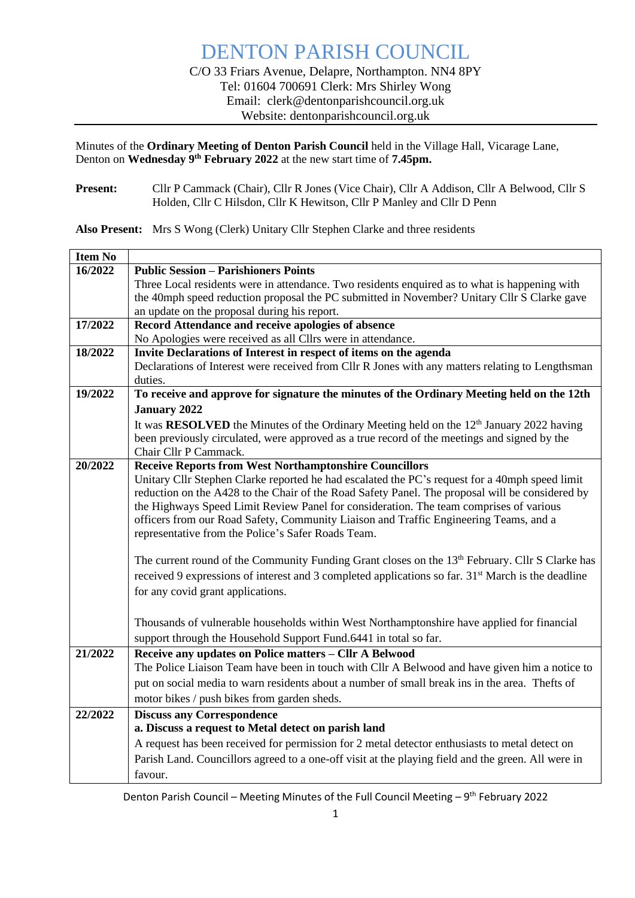# DENTON PARISH COUNCIL

C/O 33 Friars Avenue, Delapre, Northampton. NN4 8PY
Tel: 01604 700691 Clerk: Mrs Shirley Wong
Email: clerk@dentonparishcouncil.org.uk
Website: dentonparishcouncil.org.uk

Minutes of the **Ordinary Meeting of Denton Parish Council** held in the Village Hall, Vicarage Lane, Denton on **Wednesday 9th February 2022** at the new start time of **7.45pm.**

**Present:** Cllr P Cammack (Chair), Cllr R Jones (Vice Chair), Cllr A Addison, Cllr A Belwood, Cllr S Holden, Cllr C Hilsdon, Cllr K Hewitson, Cllr P Manley and Cllr D Penn

**Also Present:** Mrs S Wong (Clerk) Unitary Cllr Stephen Clarke and three residents

| Item No | |
|---|---|
| 16/2022 | **Public Session – Parishioners Points**<br>Three Local residents were in attendance. Two residents enquired as to what is happening with the 40mph speed reduction proposal the PC submitted in November? Unitary Cllr S Clarke gave an update on the proposal during his report. |
| 17/2022 | **Record Attendance and receive apologies of absence**<br>No Apologies were received as all Cllrs were in attendance. |
| 18/2022 | **Invite Declarations of Interest in respect of items on the agenda**<br>Declarations of Interest were received from Cllr R Jones with any matters relating to Lengthsman duties. |
| 19/2022 | **To receive and approve for signature the minutes of the Ordinary Meeting held on the 12th January 2022**<br>It was **RESOLVED** the Minutes of the Ordinary Meeting held on the 12th January 2022 having been previously circulated, were approved as a true record of the meetings and signed by the Chair Cllr P Cammack. |
| 20/2022 | **Receive Reports from West Northamptonshire Councillors**<br>Unitary Cllr Stephen Clarke reported he had escalated the PC's request for a 40mph speed limit reduction on the A428 to the Chair of the Road Safety Panel. The proposal will be considered by the Highways Speed Limit Review Panel for consideration. The team comprises of various officers from our Road Safety, Community Liaison and Traffic Engineering Teams, and a representative from the Police's Safer Roads Team.<br><br>The current round of the Community Funding Grant closes on the 13th February. Cllr S Clarke has received 9 expressions of interest and 3 completed applications so far. 31st March is the deadline for any covid grant applications.<br><br>Thousands of vulnerable households within West Northamptonshire have applied for financial support through the Household Support Fund.6441 in total so far. |
| 21/2022 | **Receive any updates on Police matters – Cllr A Belwood**<br>The Police Liaison Team have been in touch with Cllr A Belwood and have given him a notice to put on social media to warn residents about a number of small break ins in the area. Thefts of motor bikes / push bikes from garden sheds. |
| 22/2022 | **Discuss any Correspondence**<br>**a. Discuss a request to Metal detect on parish land**<br>A request has been received for permission for 2 metal detector enthusiasts to metal detect on Parish Land. Councillors agreed to a one-off visit at the playing field and the green. All were in favour. |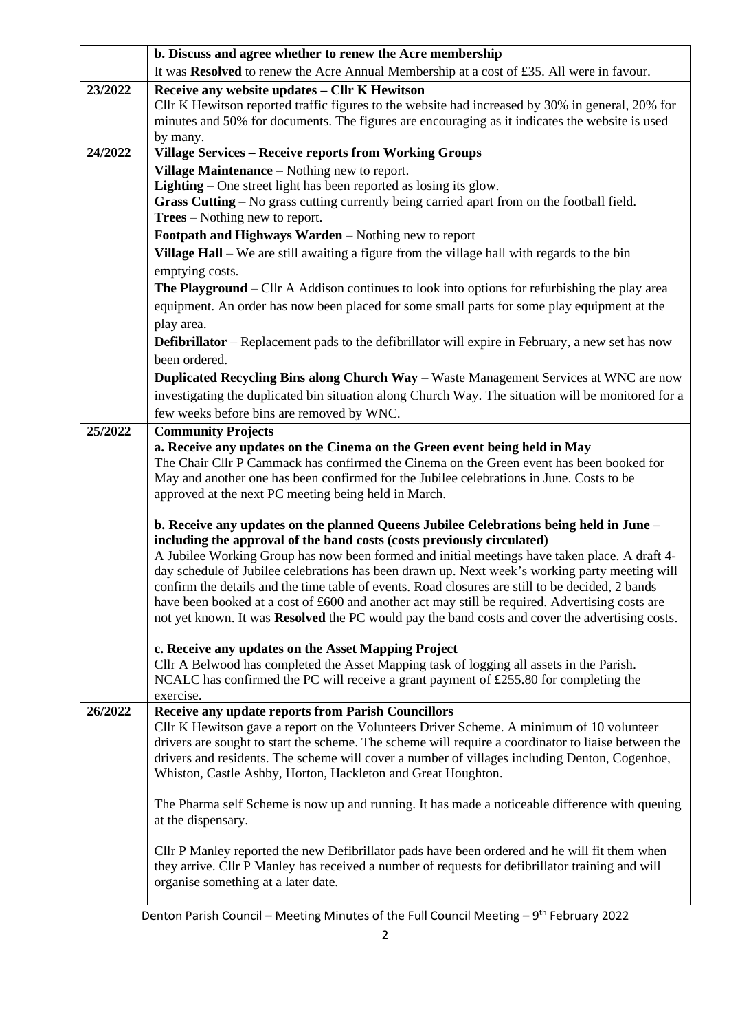| | |
|---|---|
| | **b. Discuss and agree whether to renew the Acre membership**<br>It was **Resolved** to renew the Acre Annual Membership at a cost of £35. All were in favour. |
| **23/2022** | **Receive any website updates – Cllr K Hewitson**<br>Cllr K Hewitson reported traffic figures to the website had increased by 30% in general, 20% for minutes and 50% for documents. The figures are encouraging as it indicates the website is used by many. |
| **24/2022** | **Village Services – Receive reports from Working Groups**<br>**Village Maintenance** – Nothing new to report.<br>**Lighting** – One street light has been reported as losing its glow.<br>**Grass Cutting** – No grass cutting currently being carried apart from on the football field.<br>**Trees** – Nothing new to report.<br>**Footpath and Highways Warden** – Nothing new to report<br>**Village Hall** – We are still awaiting a figure from the village hall with regards to the bin emptying costs.<br>**The Playground** – Cllr A Addison continues to look into options for refurbishing the play area equipment. An order has now been placed for some small parts for some play equipment at the play area.<br>**Defibrillator** – Replacement pads to the defibrillator will expire in February, a new set has now been ordered.<br>**Duplicated Recycling Bins along Church Way** – Waste Management Services at WNC are now investigating the duplicated bin situation along Church Way. The situation will be monitored for a few weeks before bins are removed by WNC. |
| **25/2022** | **Community Projects**<br>**a. Receive any updates on the Cinema on the Green event being held in May**<br>The Chair Cllr P Cammack has confirmed the Cinema on the Green event has been booked for May and another one has been confirmed for the Jubilee celebrations in June. Costs to be approved at the next PC meeting being held in March.<br><br>**b. Receive any updates on the planned Queens Jubilee Celebrations being held in June – including the approval of the band costs (costs previously circulated)**<br>A Jubilee Working Group has now been formed and initial meetings have taken place. A draft 4-day schedule of Jubilee celebrations has been drawn up. Next week's working party meeting will confirm the details and the time table of events. Road closures are still to be decided, 2 bands have been booked at a cost of £600 and another act may still be required. Advertising costs are not yet known. It was **Resolved** the PC would pay the band costs and cover the advertising costs.<br><br>**c. Receive any updates on the Asset Mapping Project**<br>Cllr A Belwood has completed the Asset Mapping task of logging all assets in the Parish. NCALC has confirmed the PC will receive a grant payment of £255.80 for completing the exercise. |
| **26/2022** | **Receive any update reports from Parish Councillors**<br>Cllr K Hewitson gave a report on the Volunteers Driver Scheme. A minimum of 10 volunteer drivers are sought to start the scheme. The scheme will require a coordinator to liaise between the drivers and residents. The scheme will cover a number of villages including Denton, Cogenhoe, Whiston, Castle Ashby, Horton, Hackleton and Great Houghton.<br><br>The Pharma self Scheme is now up and running. It has made a noticeable difference with queuing at the dispensary.<br><br>Cllr P Manley reported the new Defibrillator pads have been ordered and he will fit them when they arrive. Cllr P Manley has received a number of requests for defibrillator training and will organise something at a later date. |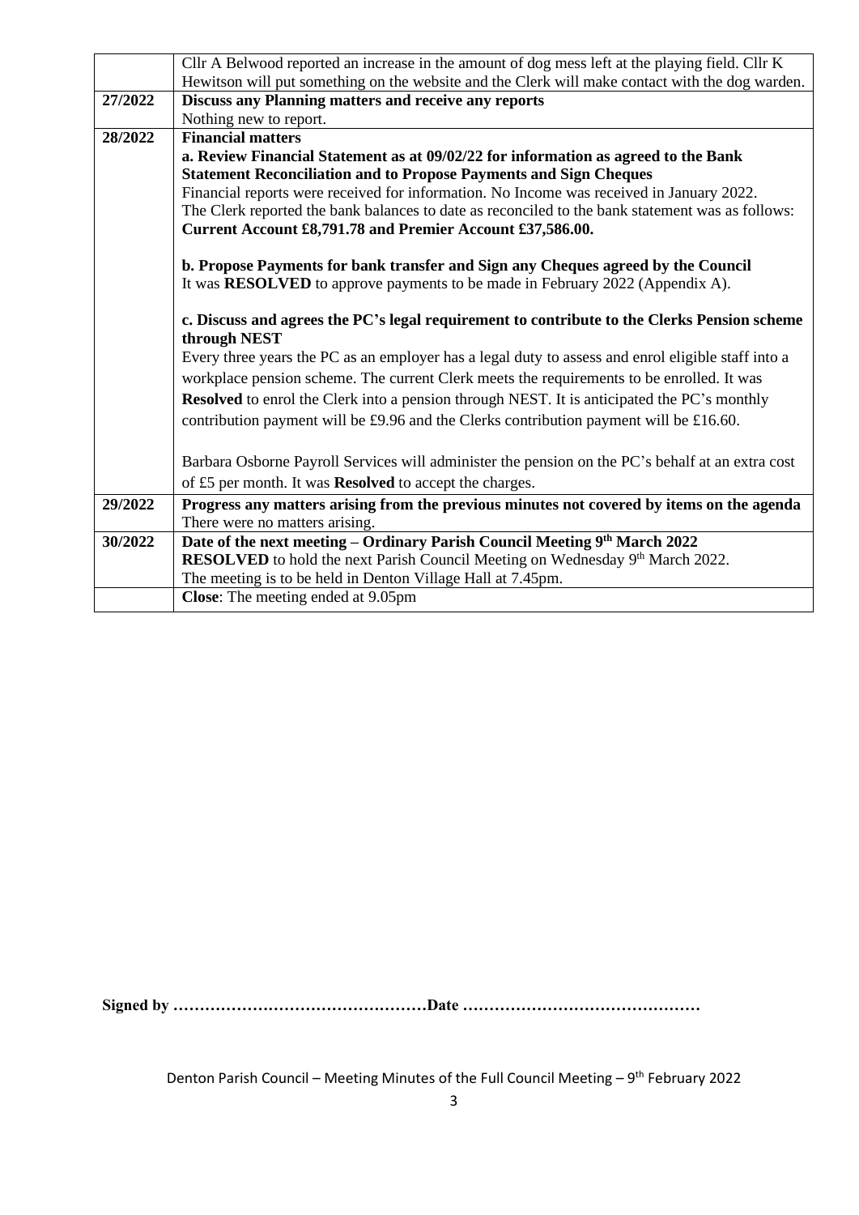| | |
|---|---|
| | Cllr A Belwood reported an increase in the amount of dog mess left at the playing field. Cllr K Hewitson will put something on the website and the Clerk will make contact with the dog warden. |
| **27/2022** | **Discuss any Planning matters and receive any reports**<br>Nothing new to report. |
| **28/2022** | **Financial matters**<br>**a. Review Financial Statement as at 09/02/22 for information as agreed to the Bank Statement Reconciliation and to Propose Payments and Sign Cheques**<br>Financial reports were received for information. No Income was received in January 2022.<br>The Clerk reported the bank balances to date as reconciled to the bank statement was as follows:<br>**Current Account £8,791.78 and Premier Account £37,586.00.**<br><br>**b. Propose Payments for bank transfer and Sign any Cheques agreed by the Council**<br>It was **RESOLVED** to approve payments to be made in February 2022 (Appendix A).<br><br>**c. Discuss and agrees the PC's legal requirement to contribute to the Clerks Pension scheme through NEST**<br>Every three years the PC as an employer has a legal duty to assess and enrol eligible staff into a workplace pension scheme. The current Clerk meets the requirements to be enrolled. It was **Resolved** to enrol the Clerk into a pension through NEST. It is anticipated the PC's monthly contribution payment will be £9.96 and the Clerks contribution payment will be £16.60.<br><br>Barbara Osborne Payroll Services will administer the pension on the PC's behalf at an extra cost of £5 per month. It was **Resolved** to accept the charges. |
| **29/2022** | **Progress any matters arising from the previous minutes not covered by items on the agenda**<br>There were no matters arising. |
| **30/2022** | **Date of the next meeting – Ordinary Parish Council Meeting 9th March 2022**<br>**RESOLVED** to hold the next Parish Council Meeting on Wednesday 9th March 2022.<br>The meeting is to be held in Denton Village Hall at 7.45pm. |
| | **Close**: The meeting ended at 9.05pm |

**Signed by …………………………………………Date ………………………………………**

Denton Parish Council – Meeting Minutes of the Full Council Meeting – 9th February 2022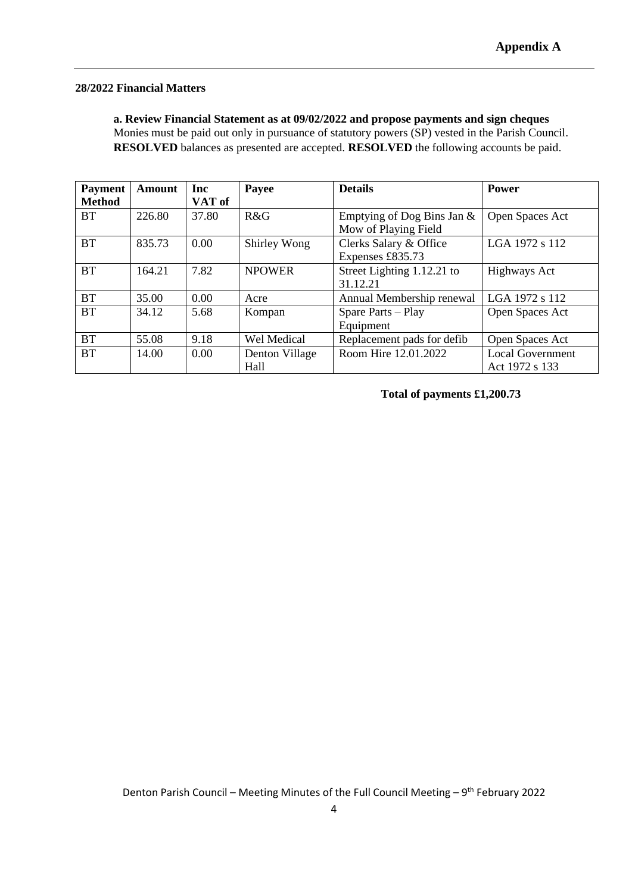**Appendix A**

**28/2022 Financial Matters**

**a. Review Financial Statement as at 09/02/2022 and propose payments and sign cheques**

Monies must be paid out only in pursuance of statutory powers (SP) vested in the Parish Council. **RESOLVED** balances as presented are accepted. **RESOLVED** the following accounts be paid.

| Payment Method | Amount | Inc VAT of | Payee | Details | Power |
|---|---|---|---|---|---|
| BT | 226.80 | 37.80 | R&G | Emptying of Dog Bins Jan & Mow of Playing Field | Open Spaces Act |
| BT | 835.73 | 0.00 | Shirley Wong | Clerks Salary & Office Expenses £835.73 | LGA 1972 s 112 |
| BT | 164.21 | 7.82 | NPOWER | Street Lighting 1.12.21 to 31.12.21 | Highways Act |
| BT | 35.00 | 0.00 | Acre | Annual Membership renewal | LGA 1972 s 112 |
| BT | 34.12 | 5.68 | Kompan | Spare Parts – Play Equipment | Open Spaces Act |
| BT | 55.08 | 9.18 | Wel Medical | Replacement pads for defib | Open Spaces Act |
| BT | 14.00 | 0.00 | Denton Village Hall | Room Hire 12.01.2022 | Local Government Act 1972 s 133 |

**Total of payments £1,200.73**

Denton Parish Council – Meeting Minutes of the Full Council Meeting – 9th February 2022